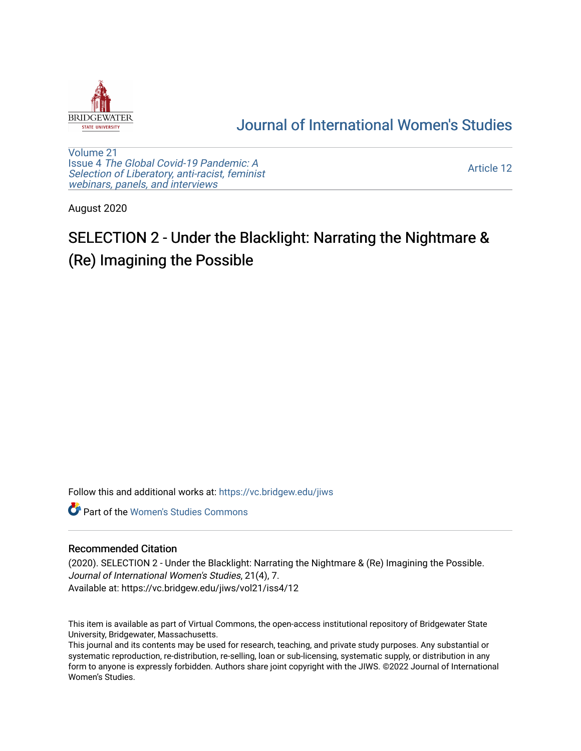Journal of International Women's Studies

Volume 21
Issue 4 *The Global Covid-19 Pandemic: A Selection of Liberatory, anti-racist, feminist webinars, panels, and interviews*

Article 12

August 2020

# SELECTION 2 - Under the Blacklight: Narrating the Nightmare & (Re) Imagining the Possible

Follow this and additional works at: https://vc.bridgew.edu/jiws

Part of the Women's Studies Commons

## Recommended Citation

(2020). SELECTION 2 - Under the Blacklight: Narrating the Nightmare & (Re) Imagining the Possible. *Journal of International Women's Studies*, 21(4), 7.
Available at: https://vc.bridgew.edu/jiws/vol21/iss4/12

This item is available as part of Virtual Commons, the open-access institutional repository of Bridgewater State University, Bridgewater, Massachusetts.
This journal and its contents may be used for research, teaching, and private study purposes. Any substantial or systematic reproduction, re-distribution, re-selling, loan or sub-licensing, systematic supply, or distribution in any form to anyone is expressly forbidden. Authors share joint copyright with the JIWS. ©2022 Journal of International Women's Studies.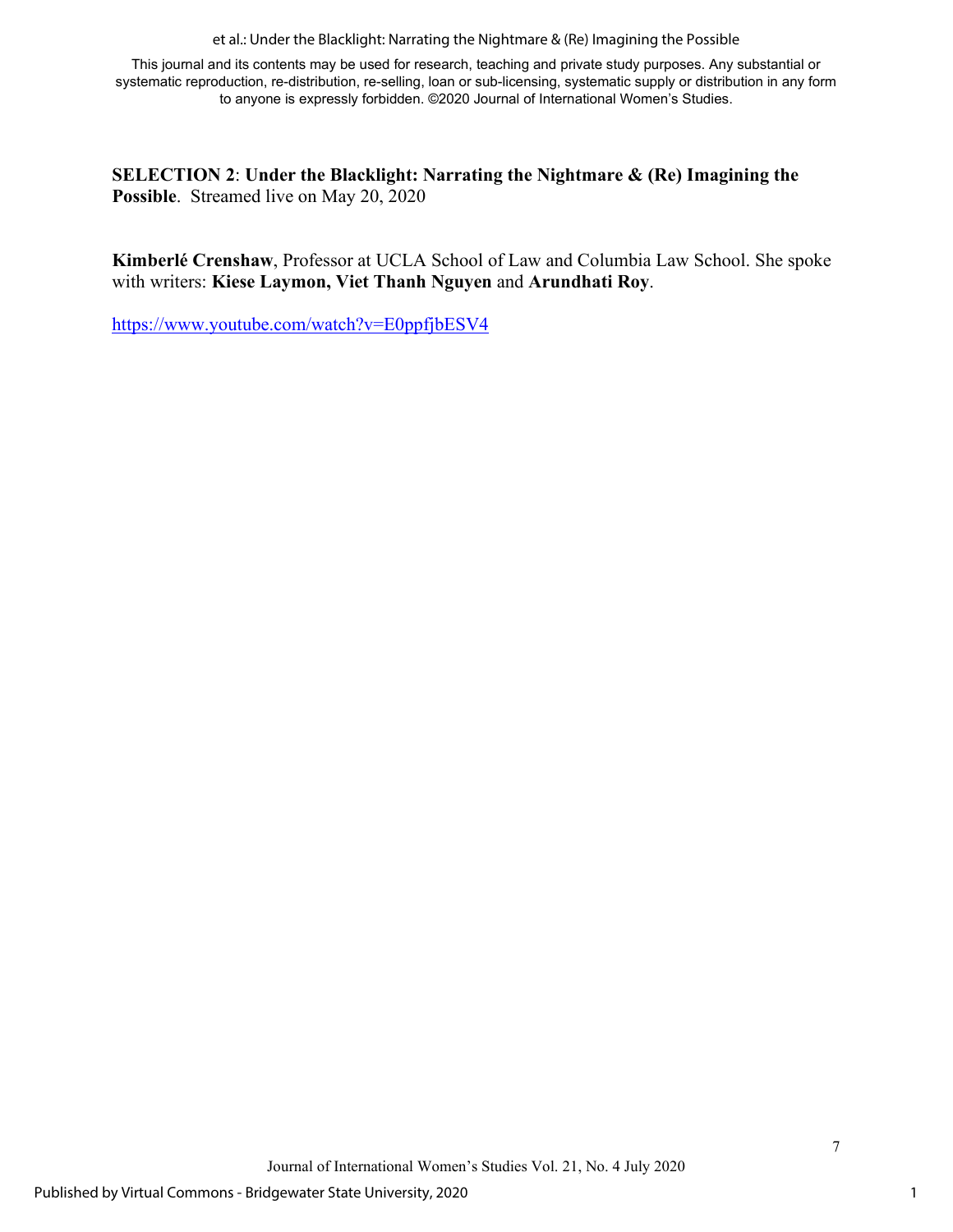**SELECTION 2**: **Under the Blacklight: Narrating the Nightmare & (Re) Imagining the Possible**. Streamed live on May 20, 2020

**Kimberlé Crenshaw**, Professor at UCLA School of Law and Columbia Law School. She spoke with writers: **Kiese Laymon, Viet Thanh Nguyen** and **Arundhati Roy**.

https://www.youtube.com/watch?v=E0ppfjbESV4